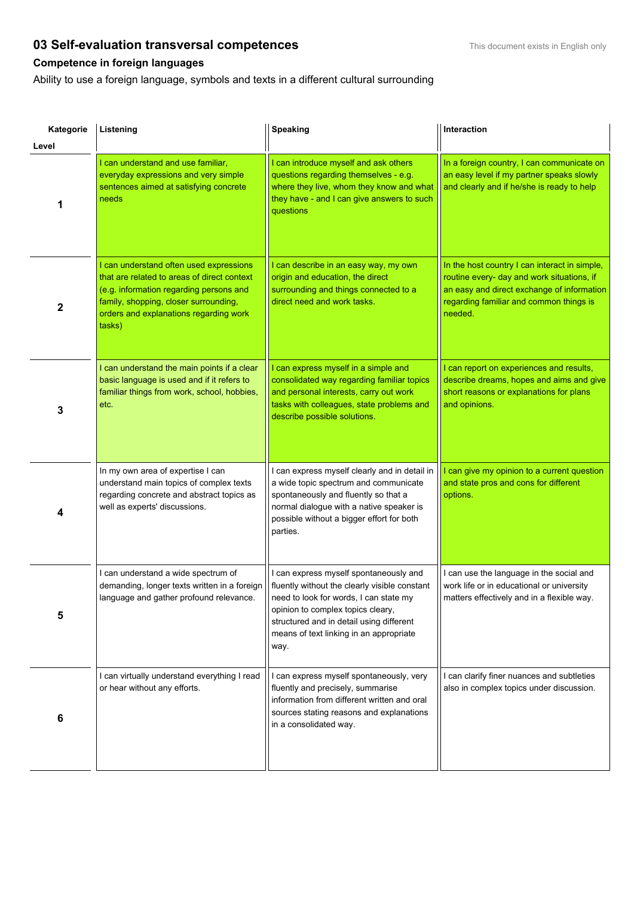## 03 Self-evaluation transversal competences

This document exists in English only

### Competence in foreign languages

Ability to use a foreign language, symbols and texts in a different cultural surrounding

| Kategorie<br>Level | Listening | Speaking | Interaction |
|---|---|---|---|
| 1 | I can understand and use familiar, everyday expressions and very simple sentences aimed at satisfying concrete needs | I can introduce myself and ask others questions regarding themselves - e.g. where they live, whom they know and what they have - and I can give answers to such questions | In a foreign country, I can communicate on an easy level if my partner speaks slowly and clearly and if he/she is ready to help |
| 2 | I can understand often used expressions that are related to areas of direct context (e.g. information regarding persons and family, shopping, closer surrounding, orders and explanations regarding work tasks) | I can describe in an easy way, my own origin and education, the direct surrounding and things connected to a direct need and work tasks. | In the host country I can interact in simple, routine every- day and work situations, if an easy and direct exchange of information regarding familiar and common things is needed. |
| 3 | I can understand the main points if a clear basic language is used and if it refers to familiar things from work, school, hobbies, etc. | I can express myself in a simple and consolidated way regarding familiar topics and personal interests, carry out work tasks with colleagues, state problems and describe possible solutions. | I can report on experiences and results, describe dreams, hopes and aims and give short reasons or explanations for plans and opinions. |
| 4 | In my own area of expertise I can understand main topics of complex texts regarding concrete and abstract topics as well as experts' discussions. | I can express myself clearly and in detail in a wide topic spectrum and communicate spontaneously and fluently so that a normal dialogue with a native speaker is possible without a bigger effort for both parties. | I can give my opinion to a current question and state pros and cons for different options. |
| 5 | I can understand a wide spectrum of demanding, longer texts written in a foreign language and gather profound relevance. | I can express myself spontaneously and fluently without the clearly visible constant need to look for words, I can state my opinion to complex topics cleary, structured and in detail using different means of text linking in an appropriate way. | I can use the language in the social and work life or in educational or university matters effectively and in a flexible way. |
| 6 | I can virtually understand everything I read or hear without any efforts. | I can express myself spontaneously, very fluently and precisely, summarise information from different written and oral sources stating reasons and explanations in a consolidated way. | I can clarify finer nuances and subtleties also in complex topics under discussion. |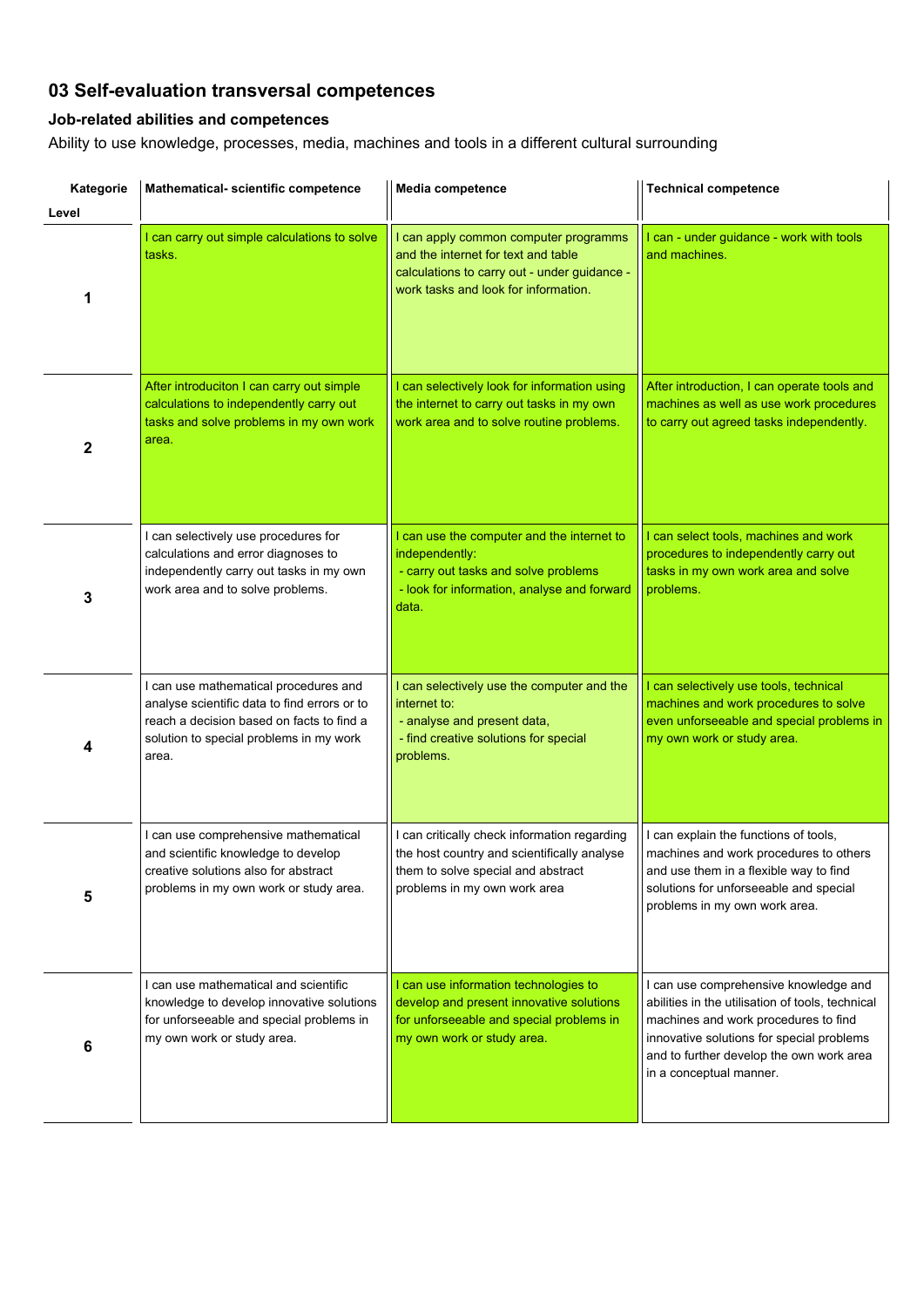## 03 Self-evaluation transversal competences

### Job-related abilities and competences

Ability to use knowledge, processes, media, machines and tools in a different cultural surrounding

| Kategorie<br>Level | Mathematical- scientific competence | Media competence | Technical competence |
|---|---|---|---|
| 1 | I can carry out simple calculations to solve tasks. | I can apply common computer programms and the internet for text and table calculations to carry out - under guidance - work tasks and look for information. | I can - under guidance - work with tools and machines. |
| 2 | After introduciton I can carry out simple calculations to independently carry out tasks and solve problems in my own work area. | I can selectively look for information using the internet to carry out tasks in my own work area and to solve routine problems. | After introduction, I can operate tools and machines as well as use work procedures to carry out agreed tasks independently. |
| 3 | I can selectively use procedures for calculations and error diagnoses to independently carry out tasks in my own work area and to solve problems. | I can use the computer and the internet to independently:<br>- carry out tasks and solve problems<br>- look for information, analyse and forward data. | I can select tools, machines and work procedures to independently carry out tasks in my own work area and solve problems. |
| 4 | I can use mathematical procedures and analyse scientific data to find errors or to reach a decision based on facts to find a solution to special problems in my work area. | I can selectively use the computer and the internet to:<br>- analyse and present data,<br>- find creative solutions for special problems. | I can selectively use tools, technical machines and work procedures to solve even unforseeable and special problems in my own work or study area. |
| 5 | I can use comprehensive mathematical and scientific knowledge to develop creative solutions also for abstract problems in my own work or study area. | I can critically check information regarding the host country and scientifically analyse them to solve special and abstract problems in my own work area | I can explain the functions of tools, machines and work procedures to others and use them in a flexible way to find solutions for unforseeable and special problems in my own work area. |
| 6 | I can use mathematical and scientific knowledge to develop innovative solutions for unforseeable and special problems in my own work or study area. | I can use information technologies to develop and present innovative solutions for unforseeable and special problems in my own work or study area. | I can use comprehensive knowledge and abilities in the utilisation of tools, technical machines and work procedures to find innovative solutions for special problems and to further develop the own work area in a conceptual manner. |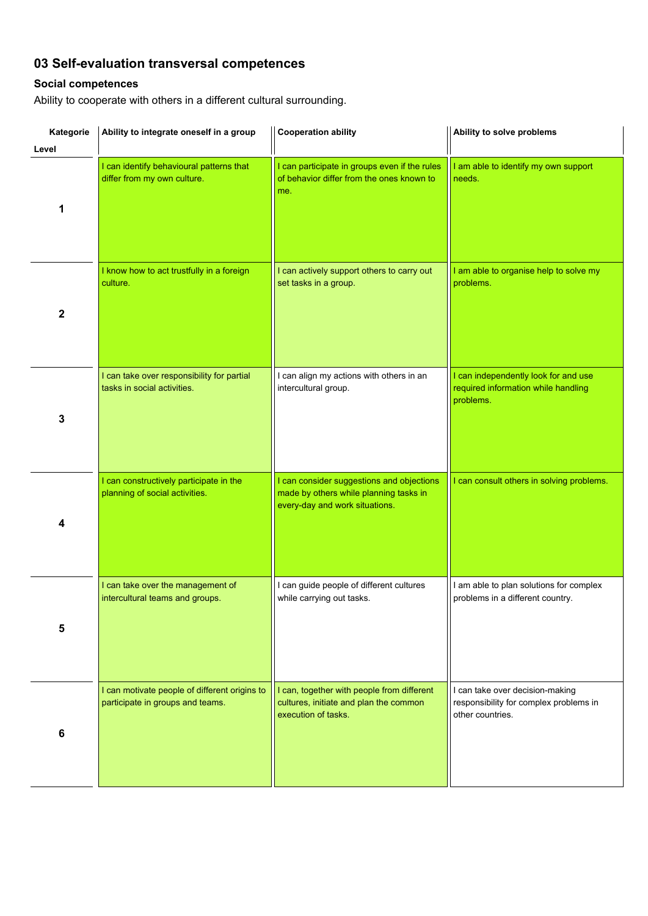## 03 Self-evaluation transversal competences

### Social competences

Ability to cooperate with others in a different cultural surrounding.

| Kategorie<br>Level | Ability to integrate oneself in a group | Cooperation ability | Ability to solve problems |
|---|---|---|---|
| **1** | I can identify behavioural patterns that differ from my own culture. | I can participate in groups even if the rules of behavior differ from the ones known to me. | I am able to identify my own support needs. |
| **2** | I know how to act trustfully in a foreign culture. | I can actively support others to carry out set tasks in a group. | I am able to organise help to solve my problems. |
| **3** | I can take over responsibility for partial tasks in social activities. | I can align my actions with others in an intercultural group. | I can independently look for and use required information while handling problems. |
| **4** | I can constructively participate in the planning of social activities. | I can consider suggestions and objections made by others while planning tasks in every-day and work situations. | I can consult others in solving problems. |
| **5** | I can take over the management of intercultural teams and groups. | I can guide people of different cultures while carrying out tasks. | I am able to plan solutions for complex problems in a different country. |
| **6** | I can motivate people of different origins to participate in groups and teams. | I can, together with people from different cultures, initiate and plan the common execution of tasks. | I can take over decision-making responsibility for complex problems in other countries. |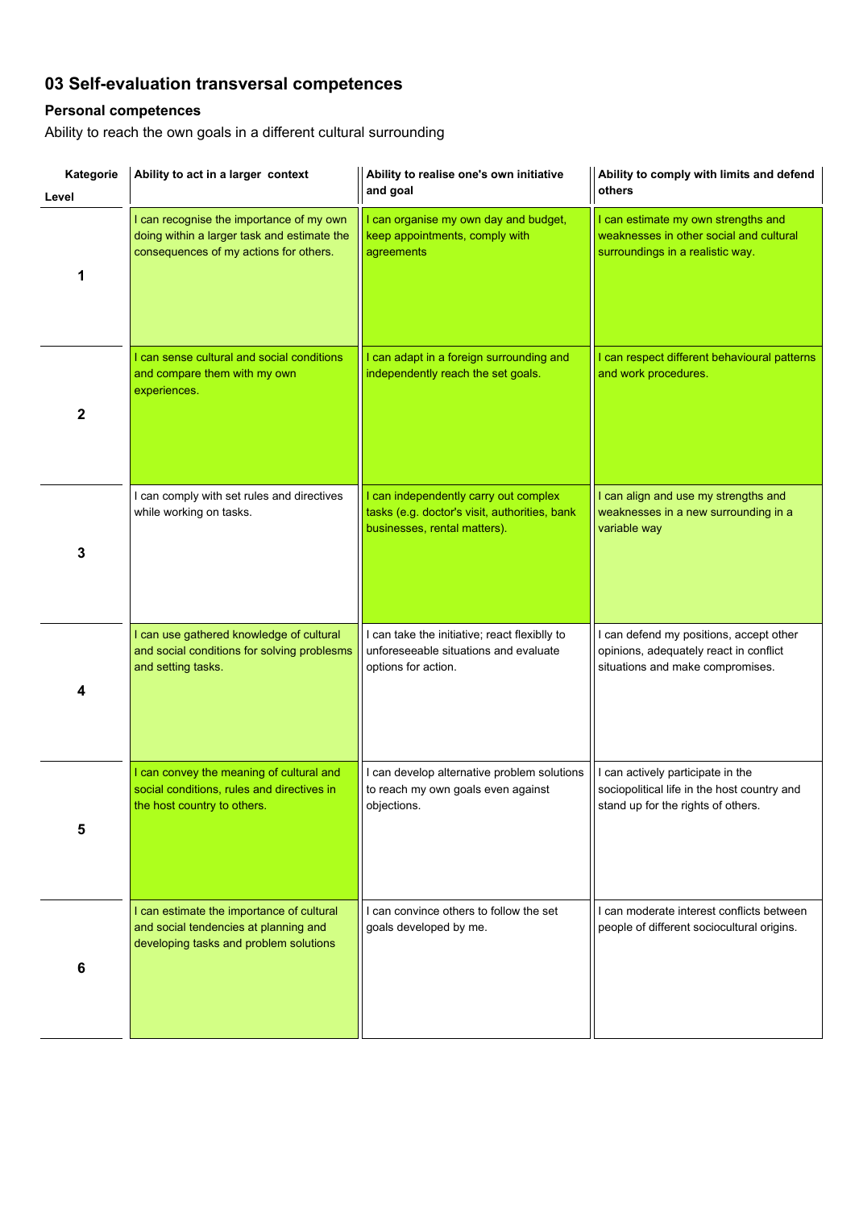## 03 Self-evaluation transversal competences

### Personal competences

Ability to reach the own goals in a different cultural surrounding

| Kategorie<br>Level | Ability to act in a larger context | Ability to realise one's own initiative and goal | Ability to comply with limits and defend others |
|---|---|---|---|
| 1 | I can recognise the importance of my own doing within a larger task and estimate the consequences of my actions for others. | I can organise my own day and budget, keep appointments, comply with agreements | I can estimate my own strengths and weaknesses in other social and cultural surroundings in a realistic way. |
| 2 | I can sense cultural and social conditions and compare them with my own experiences. | I can adapt in a foreign surrounding and independently reach the set goals. | I can respect different behavioural patterns and work procedures. |
| 3 | I can comply with set rules and directives while working on tasks. | I can independently carry out complex tasks (e.g. doctor's visit, authorities, bank businesses, rental matters). | I can align and use my strengths and weaknesses in a new surrounding in a variable way |
| 4 | I can use gathered knowledge of cultural and social conditions for solving problems and setting tasks. | I can take the initiative; react flexiblly to unforeseeable situations and evaluate options for action. | I can defend my positions, accept other opinions, adequately react in conflict situations and make compromises. |
| 5 | I can convey the meaning of cultural and social conditions, rules and directives in the host country to others. | I can develop alternative problem solutions to reach my own goals even against objections. | I can actively participate in the sociopolitical life in the host country and stand up for the rights of others. |
| 6 | I can estimate the importance of cultural and social tendencies at planning and developing tasks and problem solutions | I can convince others to follow the set goals developed by me. | I can moderate interest conflicts between people of different sociocultural origins. |